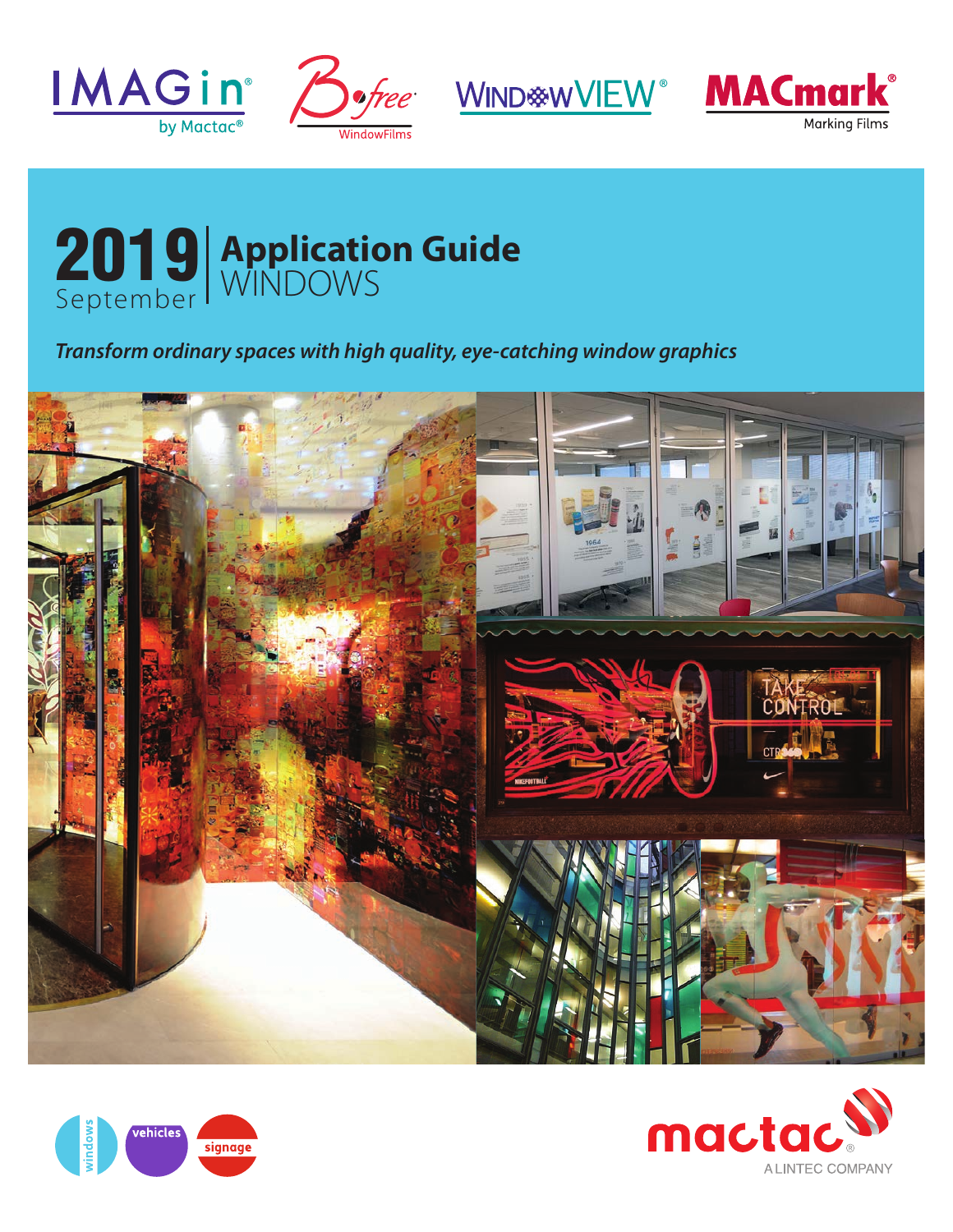IMAGin® by Mactac®

B•free® WindowFilms

WINDOWVIEW®

MACmark® Marking Films

# 2019 September | Application Guide WINDOWS

*Transform ordinary spaces with high quality, eye-catching window graphics*

windows | vehicles | signage

mactac® A LINTEC COMPANY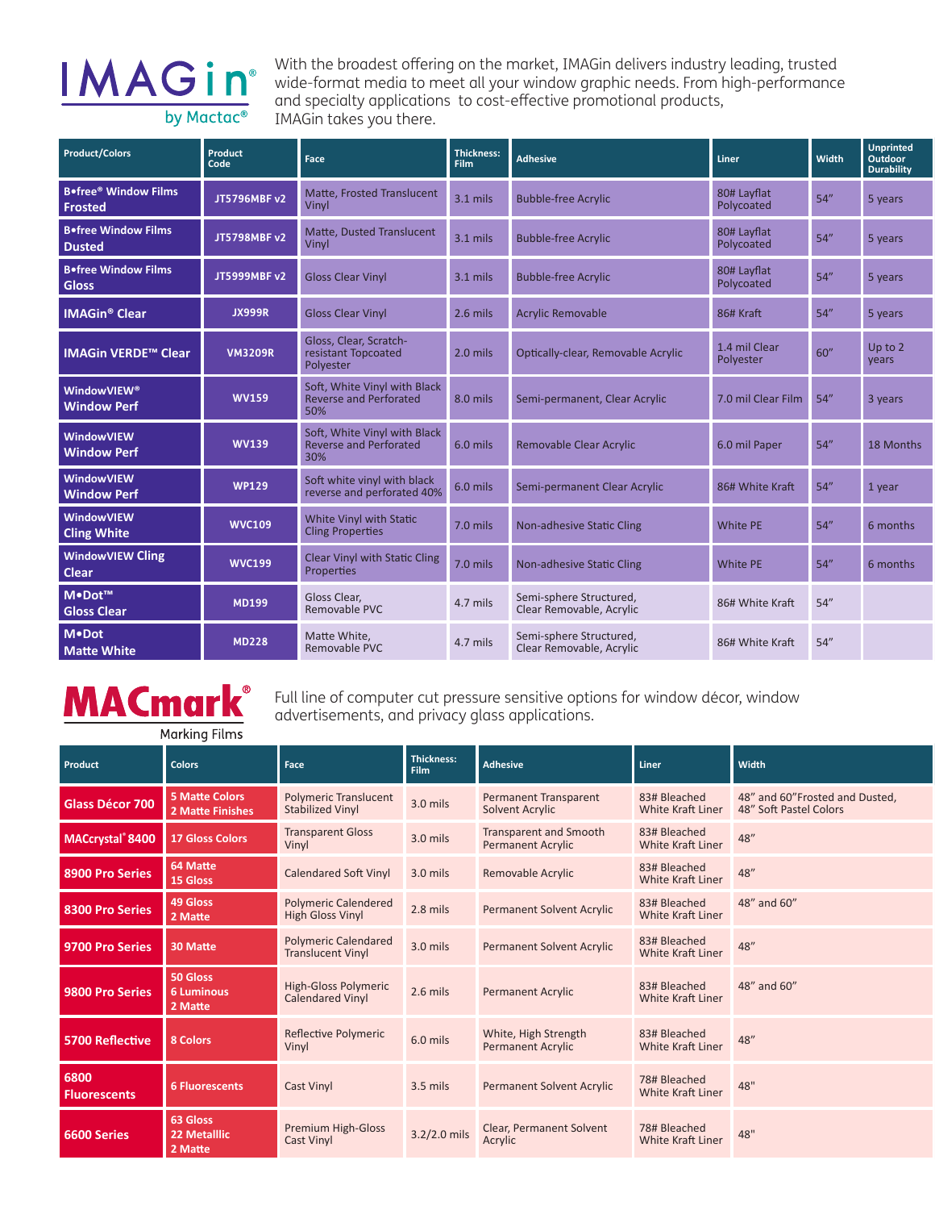# IMAGin® by Mactac®

With the broadest offering on the market, IMAGin delivers industry leading, trusted wide-format media to meet all your window graphic needs. From high-performance and specialty applications to cost-effective promotional products, IMAGin takes you there.

| Product/Colors | Product Code | Face | Thickness: Film | Adhesive | Liner | Width | Unprinted Outdoor Durability |
|---|---|---|---|---|---|---|---|
| B•free® Window Films Frosted | JT5796MBF v2 | Matte, Frosted Translucent Vinyl | 3.1 mils | Bubble-free Acrylic | 80# Layflat Polycoated | 54" | 5 years |
| B•free Window Films Dusted | JT5798MBF v2 | Matte, Dusted Translucent Vinyl | 3.1 mils | Bubble-free Acrylic | 80# Layflat Polycoated | 54" | 5 years |
| B•free Window Films Gloss | JT5999MBF v2 | Gloss Clear Vinyl | 3.1 mils | Bubble-free Acrylic | 80# Layflat Polycoated | 54" | 5 years |
| IMAGin® Clear | JX999R | Gloss Clear Vinyl | 2.6 mils | Acrylic Removable | 86# Kraft | 54" | 5 years |
| IMAGin VERDE™ Clear | VM3209R | Gloss, Clear, Scratch-resistant Topcoated Polyester | 2.0 mils | Optically-clear, Removable Acrylic | 1.4 mil Clear Polyester | 60" | Up to 2 years |
| WindowVIEW® Window Perf | WV159 | Soft, White Vinyl with Black Reverse and Perforated 50% | 8.0 mils | Semi-permanent, Clear Acrylic | 7.0 mil Clear Film | 54" | 3 years |
| WindowVIEW Window Perf | WV139 | Soft, White Vinyl with Black Reverse and Perforated 30% | 6.0 mils | Removable Clear Acrylic | 6.0 mil Paper | 54" | 18 Months |
| WindowVIEW Window Perf | WP129 | Soft white vinyl with black reverse and perforated 40% | 6.0 mils | Semi-permanent Clear Acrylic | 86# White Kraft | 54" | 1 year |
| WindowVIEW Cling White | WVC109 | White Vinyl with Static Cling Properties | 7.0 mils | Non-adhesive Static Cling | White PE | 54" | 6 months |
| WindowVIEW Cling Clear | WVC199 | Clear Vinyl with Static Cling Properties | 7.0 mils | Non-adhesive Static Cling | White PE | 54" | 6 months |
| M•Dot™ Gloss Clear | MD199 | Gloss Clear, Removable PVC | 4.7 mils | Semi-sphere Structured, Clear Removable, Acrylic | 86# White Kraft | 54" | |
| M•Dot Matte White | MD228 | Matte White, Removable PVC | 4.7 mils | Semi-sphere Structured, Clear Removable, Acrylic | 86# White Kraft | 54" | |

# MACmark® Marking Films

Full line of computer cut pressure sensitive options for window décor, window advertisements, and privacy glass applications.

| Product | Colors | Face | Thickness: Film | Adhesive | Liner | Width |
|---|---|---|---|---|---|---|
| Glass Décor 700 | 5 Matte Colors 2 Matte Finishes | Polymeric Translucent Stabilized Vinyl | 3.0 mils | Permanent Transparent Solvent Acrylic | 83# Bleached White Kraft Liner | 48" and 60"Frosted and Dusted, 48" Soft Pastel Colors |
| MACcrystal® 8400 | 17 Gloss Colors | Transparent Gloss Vinyl | 3.0 mils | Transparent and Smooth Permanent Acrylic | 83# Bleached White Kraft Liner | 48" |
| 8900 Pro Series | 64 Matte 15 Gloss | Calendered Soft Vinyl | 3.0 mils | Removable Acrylic | 83# Bleached White Kraft Liner | 48" |
| 8300 Pro Series | 49 Gloss 2 Matte | Polymeric Calendered High Gloss Vinyl | 2.8 mils | Permanent Solvent Acrylic | 83# Bleached White Kraft Liner | 48" and 60" |
| 9700 Pro Series | 30 Matte | Polymeric Calendared Translucent Vinyl | 3.0 mils | Permanent Solvent Acrylic | 83# Bleached White Kraft Liner | 48" |
| 9800 Pro Series | 50 Gloss 6 Luminous 2 Matte | High-Gloss Polymeric Calendared Vinyl | 2.6 mils | Permanent Acrylic | 83# Bleached White Kraft Liner | 48" and 60" |
| 5700 Reflective | 8 Colors | Reflective Polymeric Vinyl | 6.0 mils | White, High Strength Permanent Acrylic | 83# Bleached White Kraft Liner | 48" |
| 6800 Fluorescents | 6 Fluorescents | Cast Vinyl | 3.5 mils | Permanent Solvent Acrylic | 78# Bleached White Kraft Liner | 48" |
| 6600 Series | 63 Gloss 22 Metalllic 2 Matte | Premium High-Gloss Cast Vinyl | 3.2/2.0 mils | Clear, Permanent Solvent Acrylic | 78# Bleached White Kraft Liner | 48" |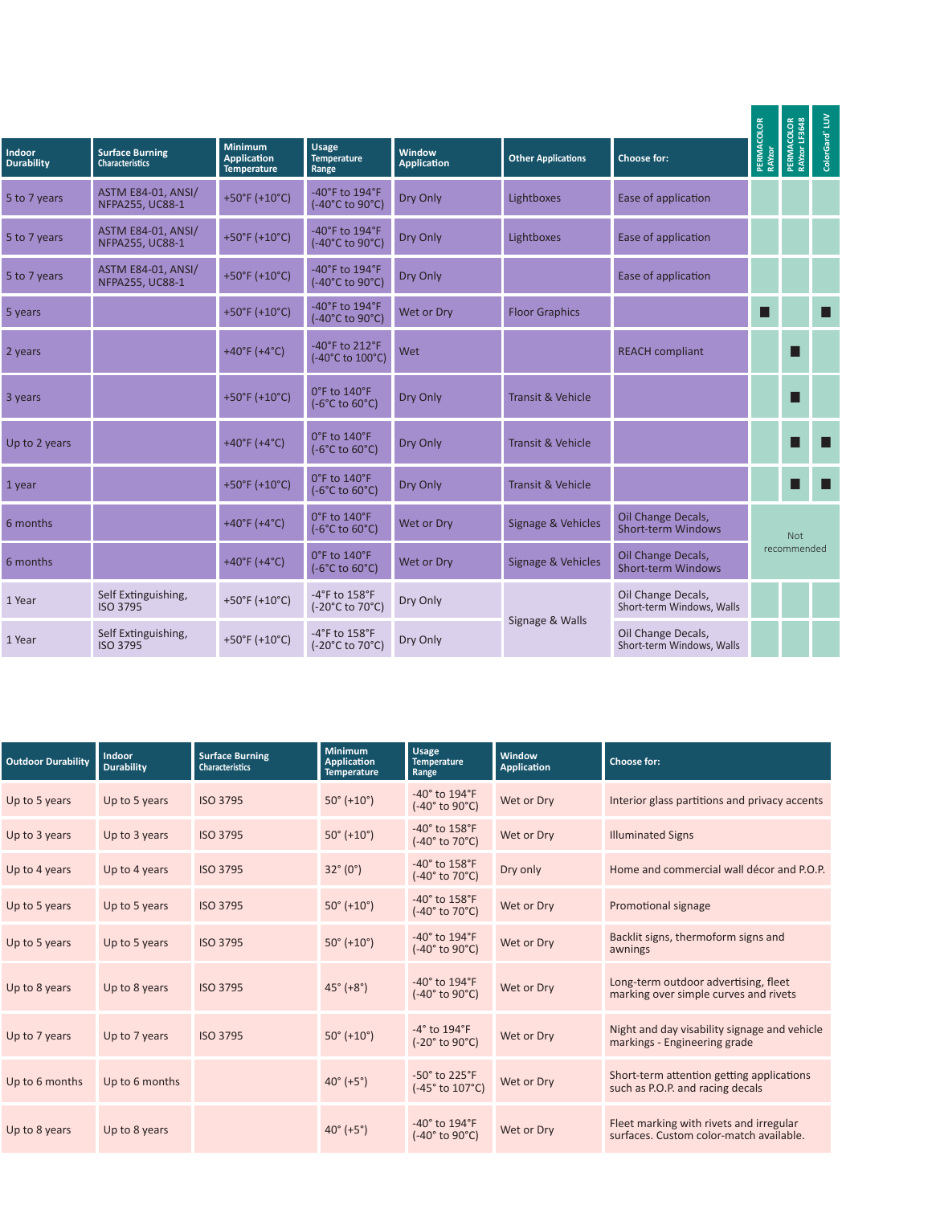| Indoor Durability | Surface Burning Characteristics | Minimum Application Temperature | Usage Temperature Range | Window Application | Other Applications | Choose for: | PERMACOLOR RAYzor | PERMACOLOR RAYzor LF3648 | ColorGard® LUV |
|---|---|---|---|---|---|---|---|---|---|
| 5 to 7 years | ASTM E84-01, ANSI/ NFPA255, UC88-1 | +50°F (+10°C) | -40°F to 194°F (-40°C to 90°C) | Dry Only | Lightboxes | Ease of application | | | |
| 5 to 7 years | ASTM E84-01, ANSI/ NFPA255, UC88-1 | +50°F (+10°C) | -40°F to 194°F (-40°C to 90°C) | Dry Only | Lightboxes | Ease of application | | | |
| 5 to 7 years | ASTM E84-01, ANSI/ NFPA255, UC88-1 | +50°F (+10°C) | -40°F to 194°F (-40°C to 90°C) | Dry Only | | Ease of application | | | |
| 5 years | | +50°F (+10°C) | -40°F to 194°F (-40°C to 90°C) | Wet or Dry | Floor Graphics | | ■ | | ■ |
| 2 years | | +40°F (+4°C) | -40°F to 212°F (-40°C to 100°C) | Wet | | REACH compliant | | ■ | |
| 3 years | | +50°F (+10°C) | 0°F to 140°F (-6°C to 60°C) | Dry Only | Transit & Vehicle | | | ■ | |
| Up to 2 years | | +40°F (+4°C) | 0°F to 140°F (-6°C to 60°C) | Dry Only | Transit & Vehicle | | | ■ | ■ |
| 1 year | | +50°F (+10°C) | 0°F to 140°F (-6°C to 60°C) | Dry Only | Transit & Vehicle | | | ■ | ■ |
| 6 months | | +40°F (+4°C) | 0°F to 140°F (-6°C to 60°C) | Wet or Dry | Signage & Vehicles | Oil Change Decals, Short-term Windows | Not recommended | | |
| 6 months | | +40°F (+4°C) | 0°F to 140°F (-6°C to 60°C) | Wet or Dry | Signage & Vehicles | Oil Change Decals, Short-term Windows | | | |
| 1 Year | Self Extinguishing, ISO 3795 | +50°F (+10°C) | -4°F to 158°F (-20°C to 70°C) | Dry Only | Signage & Walls | Oil Change Decals, Short-term Windows, Walls | | | |
| 1 Year | Self Extinguishing, ISO 3795 | +50°F (+10°C) | -4°F to 158°F (-20°C to 70°C) | Dry Only | | Oil Change Decals, Short-term Windows, Walls | | | |

| Outdoor Durability | Indoor Durability | Surface Burning Characteristics | Minimum Application Temperature | Usage Temperature Range | Window Application | Choose for: |
|---|---|---|---|---|---|---|
| Up to 5 years | Up to 5 years | ISO 3795 | 50° (+10°) | -40° to 194°F (-40° to 90°C) | Wet or Dry | Interior glass partitions and privacy accents |
| Up to 3 years | Up to 3 years | ISO 3795 | 50° (+10°) | -40° to 158°F (-40° to 70°C) | Wet or Dry | Illuminated Signs |
| Up to 4 years | Up to 4 years | ISO 3795 | 32° (0°) | -40° to 158°F (-40° to 70°C) | Dry only | Home and commercial wall décor and P.O.P. |
| Up to 5 years | Up to 5 years | ISO 3795 | 50° (+10°) | -40° to 158°F (-40° to 70°C) | Wet or Dry | Promotional signage |
| Up to 5 years | Up to 5 years | ISO 3795 | 50° (+10°) | -40° to 194°F (-40° to 90°C) | Wet or Dry | Backlit signs, thermoform signs and awnings |
| Up to 8 years | Up to 8 years | ISO 3795 | 45° (+8°) | -40° to 194°F (-40° to 90°C) | Wet or Dry | Long-term outdoor advertising, fleet marking over simple curves and rivets |
| Up to 7 years | Up to 7 years | ISO 3795 | 50° (+10°) | -4° to 194°F (-20° to 90°C) | Wet or Dry | Night and day visibility signage and vehicle markings - Engineering grade |
| Up to 6 months | Up to 6 months | | 40° (+5°) | -50° to 225°F (-45° to 107°C) | Wet or Dry | Short-term attention getting applications such as P.O.P. and racing decals |
| Up to 8 years | Up to 8 years | | 40° (+5°) | -40° to 194°F (-40° to 90°C) | Wet or Dry | Fleet marking with rivets and irregular surfaces. Custom color-match available. |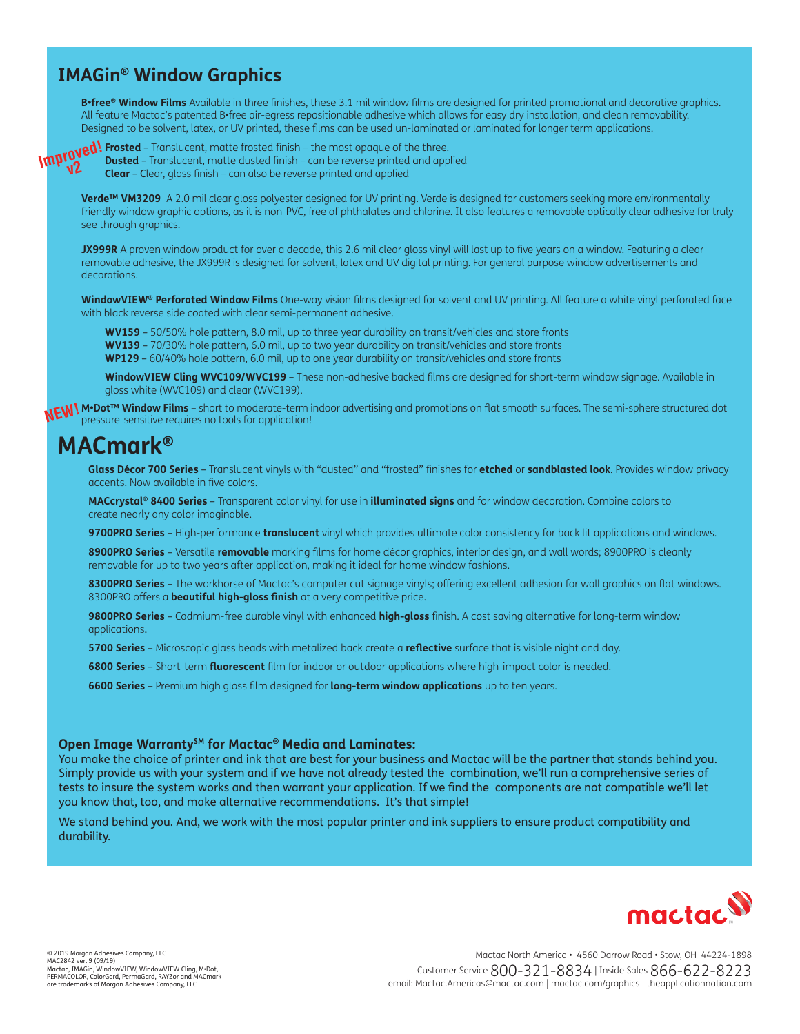## IMAGin® Window Graphics

**B•free® Window Films** Available in three finishes, these 3.1 mil window films are designed for printed promotional and decorative graphics. All feature Mactac's patented B•free air-egress repositionable adhesive which allows for easy dry installation, and clean removability. Designed to be solvent, latex, or UV printed, these films can be used un-laminated or laminated for longer term applications.

Improved! v2

- **Frosted** – Translucent, matte frosted finish – the most opaque of the three.
- **Dusted** – Translucent, matte dusted finish – can be reverse printed and applied
- **Clear** – Clear, gloss finish – can also be reverse printed and applied

**Verde™ VM3209** A 2.0 mil clear gloss polyester designed for UV printing. Verde is designed for customers seeking more environmentally friendly window graphic options, as it is non-PVC, free of phthalates and chlorine. It also features a removable optically clear adhesive for truly see through graphics.

**JX999R** A proven window product for over a decade, this 2.6 mil clear gloss vinyl will last up to five years on a window. Featuring a clear removable adhesive, the JX999R is designed for solvent, latex and UV digital printing. For general purpose window advertisements and decorations.

**WindowVIEW® Perforated Window Films** One-way vision films designed for solvent and UV printing. All feature a white vinyl perforated face with black reverse side coated with clear semi-permanent adhesive.

- **WV159** – 50/50% hole pattern, 8.0 mil, up to three year durability on transit/vehicles and store fronts
- **WV139** – 70/30% hole pattern, 6.0 mil, up to two year durability on transit/vehicles and store fronts
- **WP129** – 60/40% hole pattern, 6.0 mil, up to one year durability on transit/vehicles and store fronts

**WindowVIEW Cling WVC109/WVC199** – These non-adhesive backed films are designed for short-term window signage. Available in gloss white (WVC109) and clear (WVC199).

NEW! **M•Dot™ Window Films** – short to moderate-term indoor advertising and promotions on flat smooth surfaces. The semi-sphere structured dot pressure-sensitive requires no tools for application!

## MACmark®

**Glass Décor 700 Series** – Translucent vinyls with "dusted" and "frosted" finishes for **etched** or **sandblasted look**. Provides window privacy accents. Now available in five colors.

**MACcrystal® 8400 Series** – Transparent color vinyl for use in **illuminated signs** and for window decoration. Combine colors to create nearly any color imaginable.

**9700PRO Series** – High-performance **translucent** vinyl which provides ultimate color consistency for back lit applications and windows.

**8900PRO Series** – Versatile **removable** marking films for home décor graphics, interior design, and wall words; 8900PRO is cleanly removable for up to two years after application, making it ideal for home window fashions.

**8300PRO Series** – The workhorse of Mactac's computer cut signage vinyls; offering excellent adhesion for wall graphics on flat windows. 8300PRO offers a **beautiful high-gloss finish** at a very competitive price.

**9800PRO Series** – Cadmium-free durable vinyl with enhanced **high-gloss** finish. A cost saving alternative for long-term window applications.

**5700 Series** – Microscopic glass beads with metalized back create a **reflective** surface that is visible night and day.

**6800 Series** – Short-term **fluorescent** film for indoor or outdoor applications where high-impact color is needed.

**6600 Series** – Premium high gloss film designed for **long-term window applications** up to ten years.

### Open Image Warranty℠ for Mactac® Media and Laminates:

You make the choice of printer and ink that are best for your business and Mactac will be the partner that stands behind you. Simply provide us with your system and if we have not already tested the combination, we'll run a comprehensive series of tests to insure the system works and then warrant your application. If we find the components are not compatible we'll let you know that, too, and make alternative recommendations. It's that simple!

We stand behind you. And, we work with the most popular printer and ink suppliers to ensure product compatibility and durability.

mactac

© 2019 Morgan Adhesives Company, LLC
MAC2842 ver. 9 (09/19)
Mactac, IMAGin, WindowVIEW, WindowVIEW Cling, M•Dot, PERMACOLOR, ColorGard, PermaGard, RAYZor and MACmark are trademarks of Morgan Adhesives Company, LLC

Mactac North America • 4560 Darrow Road • Stow, OH 44224-1898
Customer Service 800-321-8834 | Inside Sales 866-622-8223
email: Mactac.Americas@mactac.com | mactac.com/graphics | theapplicationnation.com